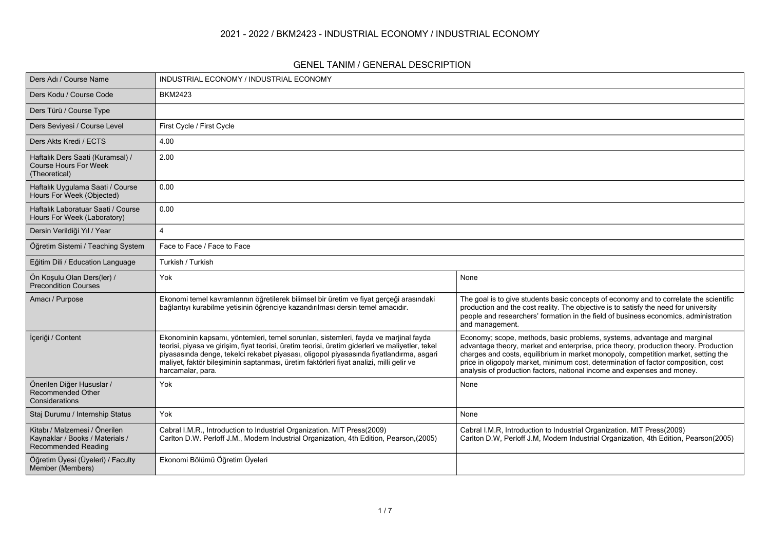# 2021 - 2022 / BKM2423 - INDUSTRIAL ECONOMY / INDUSTRIAL ECONOMY

## GENEL TANIM / GENERAL DESCRIPTION

| | | |
|---|---|---|
| Ders Adı / Course Name | INDUSTRIAL ECONOMY / INDUSTRIAL ECONOMY | |
| Ders Kodu / Course Code | BKM2423 | |
| Ders Türü / Course Type | | |
| Ders Seviyesi / Course Level | First Cycle / First Cycle | |
| Ders Akts Kredi / ECTS | 4.00 | |
| Haftalık Ders Saati (Kuramsal) / Course Hours For Week (Theoretical) | 2.00 | |
| Haftalık Uygulama Saati / Course Hours For Week (Objected) | 0.00 | |
| Haftalık Laboratuar Saati / Course Hours For Week (Laboratory) | 0.00 | |
| Dersin Verildiği Yıl / Year | 4 | |
| Öğretim Sistemi / Teaching System | Face to Face / Face to Face | |
| Eğitim Dili / Education Language | Turkish / Turkish | |
| Ön Koşulu Olan Ders(ler) / Precondition Courses | Yok | None |
| Amacı / Purpose | Ekonomi temel kavramlarının öğretilerek bilimsel bir üretim ve fiyat gerçeği arasındaki bağlantıyı kurabilme yetisinin öğrenciye kazandırılması dersin temel amacıdır. | The goal is to give students basic concepts of economy and to correlate the scientific production and the cost reality. The objective is to satisfy the need for university people and researchers' formation in the field of business economics, administration and management. |
| İçeriği / Content | Ekonominin kapsamı, yöntemleri, temel sorunları, sistemleri, fayda ve marjinal fayda teorisi, piyasa ve girişim, fiyat teorisi, üretim teorisi, üretim giderleri ve maliyetler, tekel piyasasında denge, tekelci rekabet piyasası, oligopol piyasasında fiyatlandırma, asgari maliyet, faktör bileşiminin saptanması, üretim faktörleri fiyat analizi, milli gelir ve harcamalar, para. | Economy; scope, methods, basic problems, systems, advantage and marginal advantage theory, market and enterprise, price theory, production theory. Production charges and costs, equilibrium in market monopoly, competition market, setting the price in oligopoly market, minimum cost, determination of factor composition, cost analysis of production factors, national income and expenses and money. |
| Önerilen Diğer Hususlar / Recommended Other Considerations | Yok | None |
| Staj Durumu / Internship Status | Yok | None |
| Kitabı / Malzemesi / Önerilen Kaynaklar / Books / Materials / Recommended Reading | Cabral I.M.R., Introduction to Industrial Organization. MIT Press(2009)<br>Carlton D.W. Perloff J.M., Modern Industrial Organization, 4th Edition, Pearson,(2005) | Cabral I.M.R, Introduction to Industrial Organization. MIT Press(2009)<br>Carlton D.W, Perloff J.M, Modern Industrial Organization, 4th Edition, Pearson(2005) |
| Öğretim Üyesi (Üyeleri) / Faculty Member (Members) | Ekonomi Bölümü Öğretim Üyeleri | |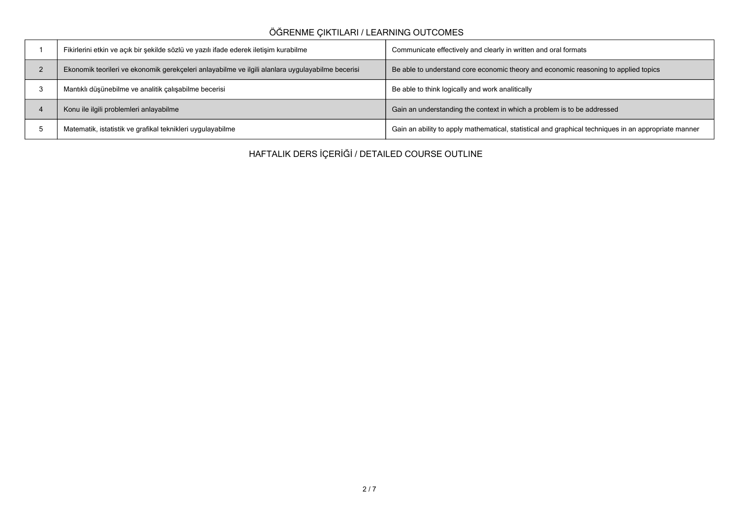## ÖĞRENME ÇIKTILARI / LEARNING OUTCOMES

| | | |
|---|---|---|
| 1 | Fikirlerini etkin ve açık bir şekilde sözlü ve yazılı ifade ederek iletişim kurabilme | Communicate effectively and clearly in written and oral formats |
| 2 | Ekonomik teorileri ve ekonomik gerekçeleri anlayabilme ve ilgili alanlara uygulayabilme becerisi | Be able to understand core economic theory and economic reasoning to applied topics |
| 3 | Mantıklı düşünebilme ve analitik çalışabilme becerisi | Be able to think logically and work analitically |
| 4 | Konu ile ilgili problemleri anlayabilme | Gain an understanding the context in which a problem is to be addressed |
| 5 | Matematik, istatistik ve grafikal teknikleri uygulayabilme | Gain an ability to apply mathematical, statistical and graphical techniques in an appropriate manner |

## HAFTALIK DERS İÇERİĞİ / DETAILED COURSE OUTLINE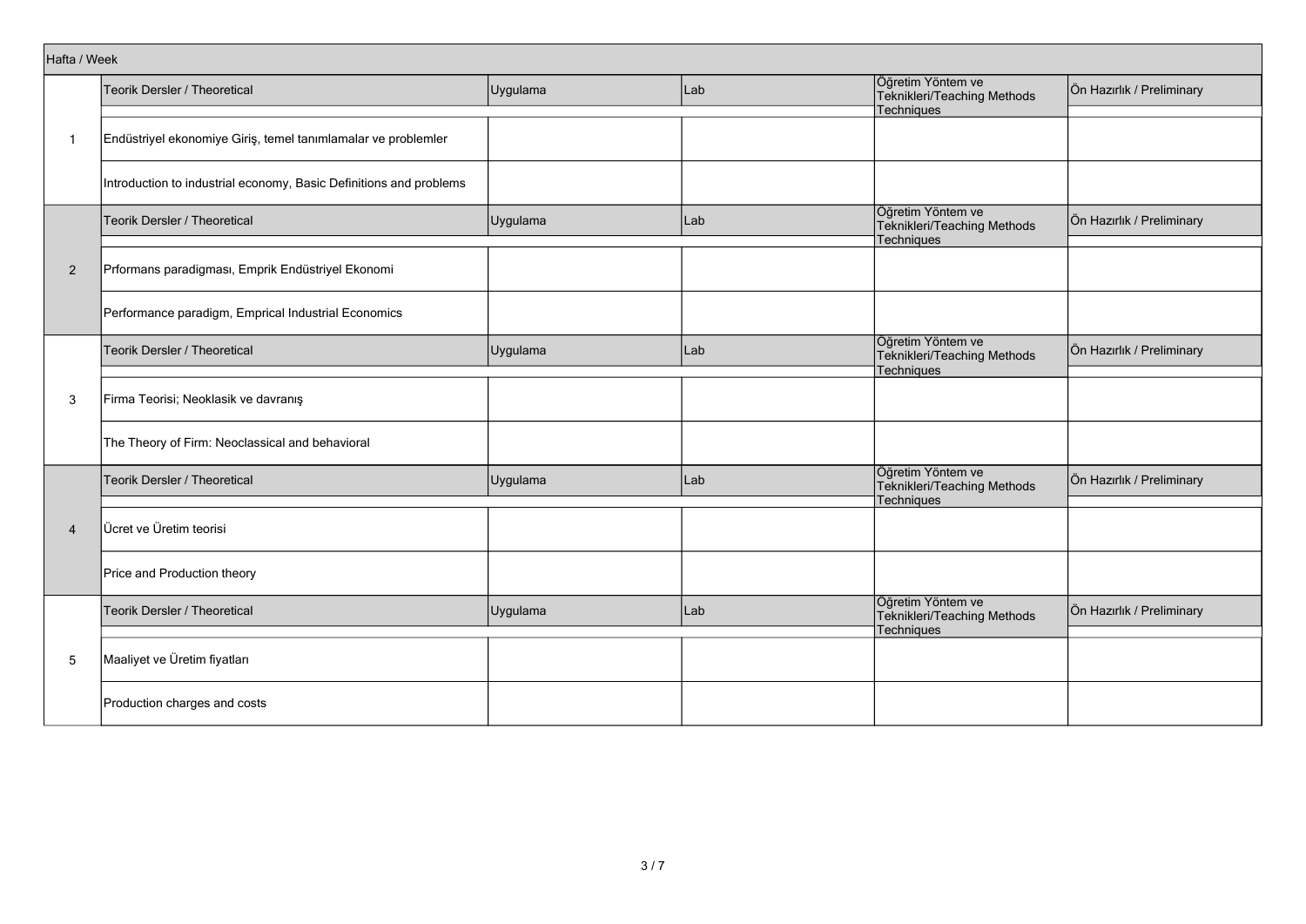| Hafta / Week | | | | | |
|---|---|---|---|---|---|
| | Teorik Dersler / Theoretical | Uygulama | Lab | Öğretim Yöntem ve Teknikleri/Teaching Methods Techniques | Ön Hazırlık / Preliminary |
| 1 | Endüstriyel ekonomiye Giriş, temel tanımlamalar ve problemler | | | | |
| | Introduction to industrial economy, Basic Definitions and problems | | | | |
| | Teorik Dersler / Theoretical | Uygulama | Lab | Öğretim Yöntem ve Teknikleri/Teaching Methods Techniques | Ön Hazırlık / Preliminary |
| 2 | Prformans paradigması, Emprik Endüstriyel Ekonomi | | | | |
| | Performance paradigm, Emprical Industrial Economics | | | | |
| | Teorik Dersler / Theoretical | Uygulama | Lab | Öğretim Yöntem ve Teknikleri/Teaching Methods Techniques | Ön Hazırlık / Preliminary |
| 3 | Firma Teorisi; Neoklasik ve davranış | | | | |
| | The Theory of Firm: Neoclassical and behavioral | | | | |
| | Teorik Dersler / Theoretical | Uygulama | Lab | Öğretim Yöntem ve Teknikleri/Teaching Methods Techniques | Ön Hazırlık / Preliminary |
| 4 | Ücret ve Üretim teorisi | | | | |
| | Price and Production theory | | | | |
| | Teorik Dersler / Theoretical | Uygulama | Lab | Öğretim Yöntem ve Teknikleri/Teaching Methods Techniques | Ön Hazırlık / Preliminary |
| 5 | Maaliyet ve Üretim fiyatları | | | | |
| | Production charges and costs | | | | |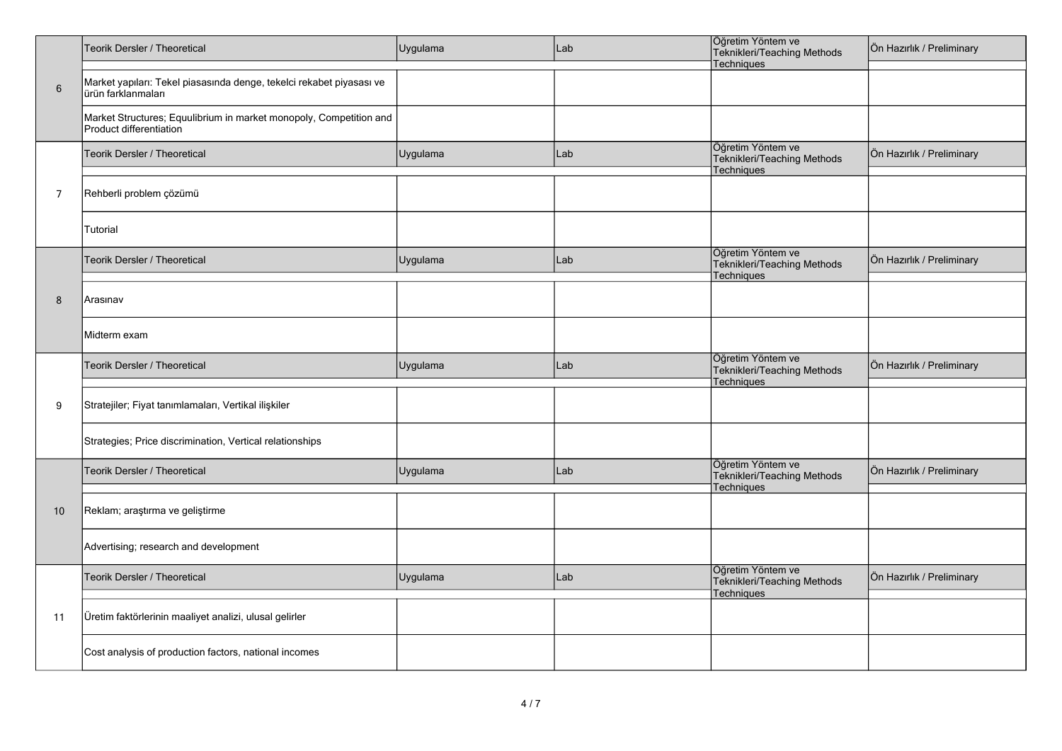| | Teorik Dersler / Theoretical | Uygulama | Lab | Öğretim Yöntem ve Teknikleri/Teaching Methods Techniques | Ön Hazırlık / Preliminary |
|---|---|---|---|---|---|
| 6 | Market yapıları: Tekel piasasında denge, tekelci rekabet piyasası ve ürün farklanmaları | | | | |
| | Market Structures; Equulibrium in market monopoly, Competition and Product differentiation | | | | |
| | Teorik Dersler / Theoretical | Uygulama | Lab | Öğretim Yöntem ve Teknikleri/Teaching Methods Techniques | Ön Hazırlık / Preliminary |
| 7 | Rehberli problem çözümü | | | | |
| | Tutorial | | | | |
| | Teorik Dersler / Theoretical | Uygulama | Lab | Öğretim Yöntem ve Teknikleri/Teaching Methods Techniques | Ön Hazırlık / Preliminary |
| 8 | Arasınav | | | | |
| | Midterm exam | | | | |
| | Teorik Dersler / Theoretical | Uygulama | Lab | Öğretim Yöntem ve Teknikleri/Teaching Methods Techniques | Ön Hazırlık / Preliminary |
| 9 | Stratejiler; Fiyat tanımlamaları, Vertikal ilişkiler | | | | |
| | Strategies; Price discrimination, Vertical relationships | | | | |
| | Teorik Dersler / Theoretical | Uygulama | Lab | Öğretim Yöntem ve Teknikleri/Teaching Methods Techniques | Ön Hazırlık / Preliminary |
| 10 | Reklam; araştırma ve geliştirme | | | | |
| | Advertising; research and development | | | | |
| | Teorik Dersler / Theoretical | Uygulama | Lab | Öğretim Yöntem ve Teknikleri/Teaching Methods Techniques | Ön Hazırlık / Preliminary |
| 11 | Üretim faktörlerinin maaliyet analizi, ulusal gelirler | | | | |
| | Cost analysis of production factors, national incomes | | | | |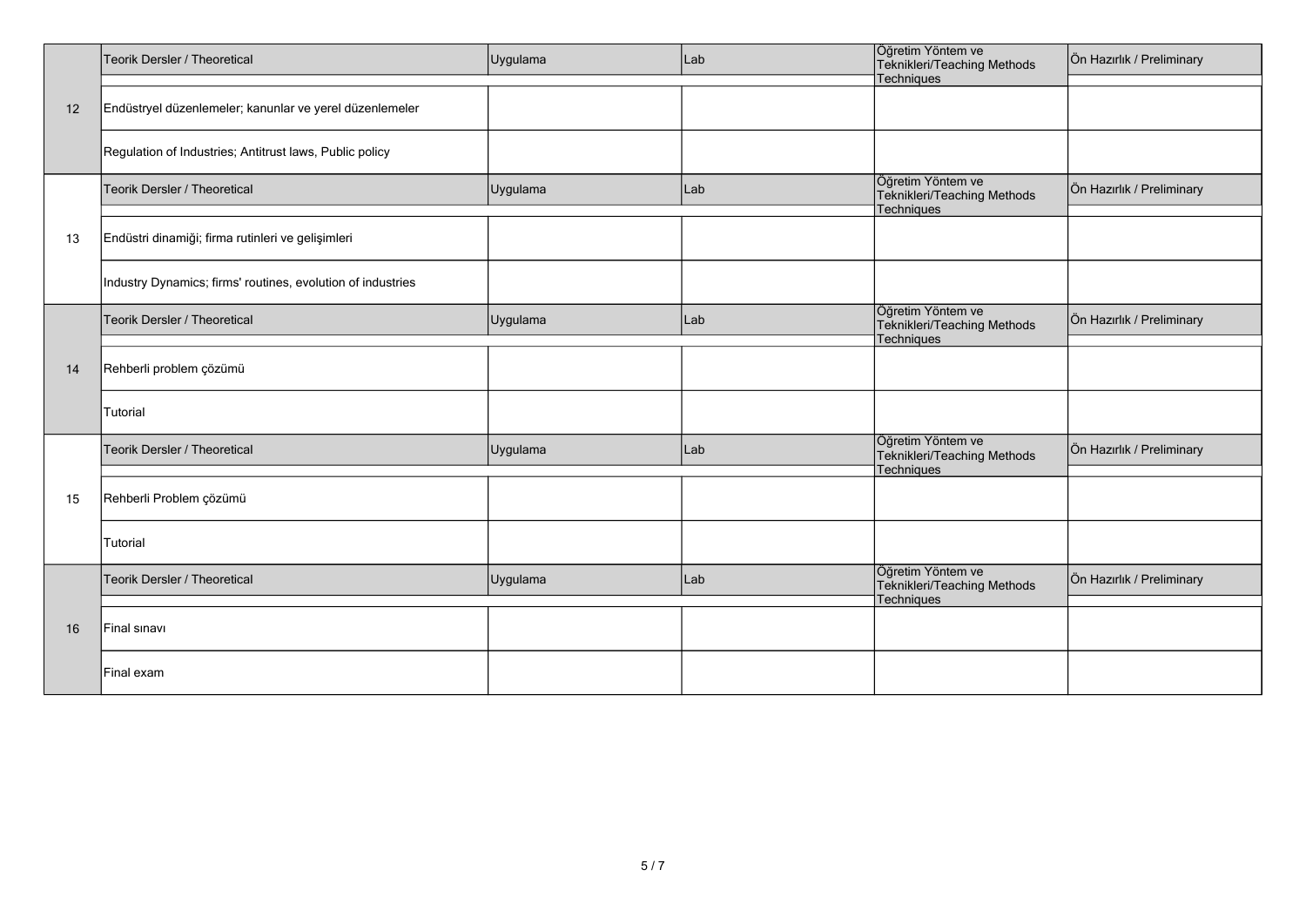| | Teorik Dersler / Theoretical | Uygulama | Lab | Öğretim Yöntem ve Teknikleri/Teaching Methods Techniques | Ön Hazırlık / Preliminary |
|---|---|---|---|---|---|
| 12 | Endüstryel düzenlemeler; kanunlar ve yerel düzenlemeler | | | | |
| | Regulation of Industries; Antitrust laws, Public policy | | | | |
| | Teorik Dersler / Theoretical | Uygulama | Lab | Öğretim Yöntem ve Teknikleri/Teaching Methods Techniques | Ön Hazırlık / Preliminary |
| 13 | Endüstri dinamiği; firma rutinleri ve gelişimleri | | | | |
| | Industry Dynamics; firms' routines, evolution of industries | | | | |
| | Teorik Dersler / Theoretical | Uygulama | Lab | Öğretim Yöntem ve Teknikleri/Teaching Methods Techniques | Ön Hazırlık / Preliminary |
| 14 | Rehberli problem çözümü | | | | |
| | Tutorial | | | | |
| | Teorik Dersler / Theoretical | Uygulama | Lab | Öğretim Yöntem ve Teknikleri/Teaching Methods Techniques | Ön Hazırlık / Preliminary |
| 15 | Rehberli Problem çözümü | | | | |
| | Tutorial | | | | |
| | Teorik Dersler / Theoretical | Uygulama | Lab | Öğretim Yöntem ve Teknikleri/Teaching Methods Techniques | Ön Hazırlık / Preliminary |
| 16 | Final sınavı | | | | |
| | Final exam | | | | |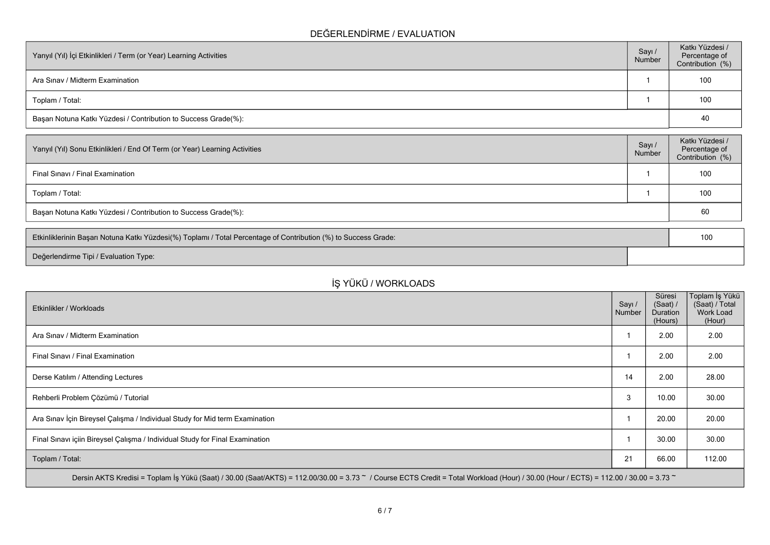## DEĞERLENDİRME / EVALUATION

| Yarıyıl (Yıl) İçi Etkinlikleri / Term (or Year) Learning Activities | Sayı / Number | Katkı Yüzdesi / Percentage of Contribution (%) |
|---|---|---|
| Ara Sınav / Midterm Examination | 1 | 100 |
| Toplam / Total: | 1 | 100 |
| Başarı Notuna Katkı Yüzdesi / Contribution to Success Grade(%): | | 40 |

| Yarıyıl (Yıl) Sonu Etkinlikleri / End Of Term (or Year) Learning Activities | Sayı / Number | Katkı Yüzdesi / Percentage of Contribution (%) |
|---|---|---|
| Final Sınavı / Final Examination | 1 | 100 |
| Toplam / Total: | 1 | 100 |
| Başarı Notuna Katkı Yüzdesi / Contribution to Success Grade(%): | | 60 |

| | |
|---|---|
| Etkinliklerinin Başarı Notuna Katkı Yüzdesi(%) Toplamı / Total Percentage of Contribution (%) to Success Grade: | 100 |
| Değerlendirme Tipi / Evaluation Type: | |

## İŞ YÜKÜ / WORKLOADS

| Etkinlikler / Workloads | Sayı / Number | Süresi (Saat) / Duration (Hours) | Toplam İş Yükü (Saat) / Total Work Load (Hour) |
|---|---|---|---|
| Ara Sınav / Midterm Examination | 1 | 2.00 | 2.00 |
| Final Sınavı / Final Examination | 1 | 2.00 | 2.00 |
| Derse Katılım / Attending Lectures | 14 | 2.00 | 28.00 |
| Rehberli Problem Çözümü / Tutorial | 3 | 10.00 | 30.00 |
| Ara Sınav İçin Bireysel Çalışma / Individual Study for Mid term Examination | 1 | 20.00 | 20.00 |
| Final Sınavı içiin Bireysel Çalışma / Individual Study for Final Examination | 1 | 30.00 | 30.00 |
| Toplam / Total: | 21 | 66.00 | 112.00 |

Dersin AKTS Kredisi = Toplam İş Yükü (Saat) / 30.00 (Saat/AKTS) = 112.00/30.00 = 3.73 ~ / Course ECTS Credit = Total Workload (Hour) / 30.00 (Hour / ECTS) = 112.00 / 30.00 = 3.73 ~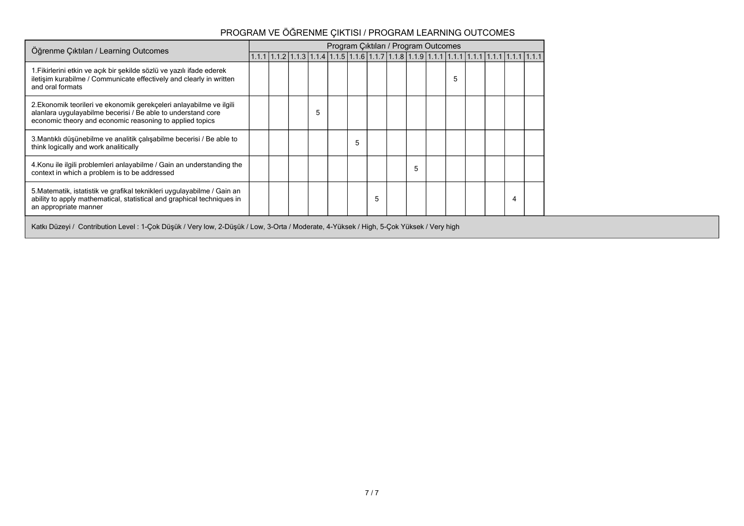## PROGRAM VE ÖĞRENME ÇIKTISI / PROGRAM LEARNING OUTCOMES

| Öğrenme Çıktıları / Learning Outcomes | Program Çıktıları / Program Outcomes | | | | | | | | | | | | | | |
|---|---|---|---|---|---|---|---|---|---|---|---|---|---|---|---|
| | 1.1.1 | 1.1.2 | 1.1.3 | 1.1.4 | 1.1.5 | 1.1.6 | 1.1.7 | 1.1.8 | 1.1.9 | 1.1.1 | 1.1.1 | 1.1.1 | 1.1.1 | 1.1.1 | 1.1.1 |
| 1.Fikirlerini etkin ve açık bir şekilde sözlü ve yazılı ifade ederek iletişim kurabilme / Communicate effectively and clearly in written and oral formats | | | | | | | | | | | 5 | | | | |
| 2.Ekonomik teorileri ve ekonomik gerekçeleri anlayabilme ve ilgili alanlara uygulayabilme becerisi / Be able to understand core economic theory and economic reasoning to applied topics | | | | 5 | | | | | | | | | | | |
| 3.Mantıklı düşünebilme ve analitik çalışabilme becerisi / Be able to think logically and work analitically | | | | | | 5 | | | | | | | | | |
| 4.Konu ile ilgili problemleri anlayabilme / Gain an understanding the context in which a problem is to be addressed | | | | | | | | | 5 | | | | | | |
| 5.Matematik, istatistik ve grafikal teknikleri uygulayabilme / Gain an ability to apply mathematical, statistical and graphical techniques in an appropriate manner | | | | | | | 5 | | | | | | | 4 | |

Katkı Düzeyi / Contribution Level : 1-Çok Düşük / Very low, 2-Düşük / Low, 3-Orta / Moderate, 4-Yüksek / High, 5-Çok Yüksek / Very high